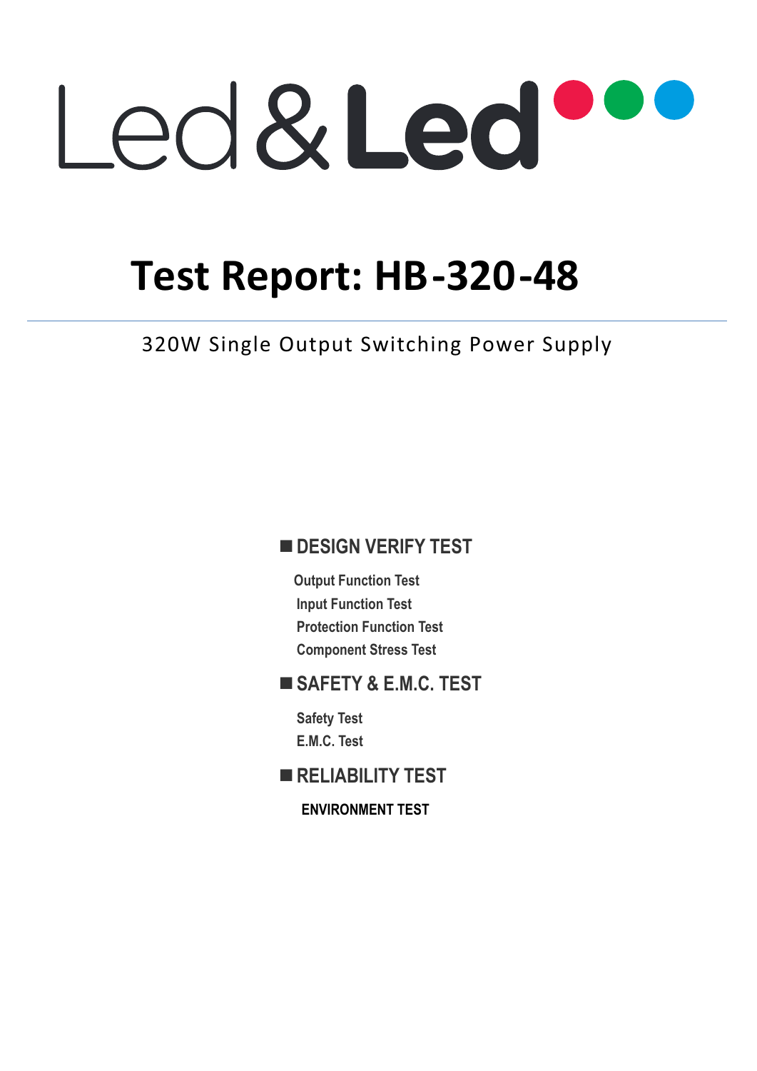Led&Led

# Test Report: HB-320-48

320W Single Output Switching Power Supply

## ■ DESIGN VERIFY TEST

- Output Function Test
- Input Function Test
- Protection Function Test
- Component Stress Test

## ■ SAFETY & E.M.C. TEST

- Safety Test
- E.M.C. Test

## ■ RELIABILITY TEST

- ENVIRONMENT TEST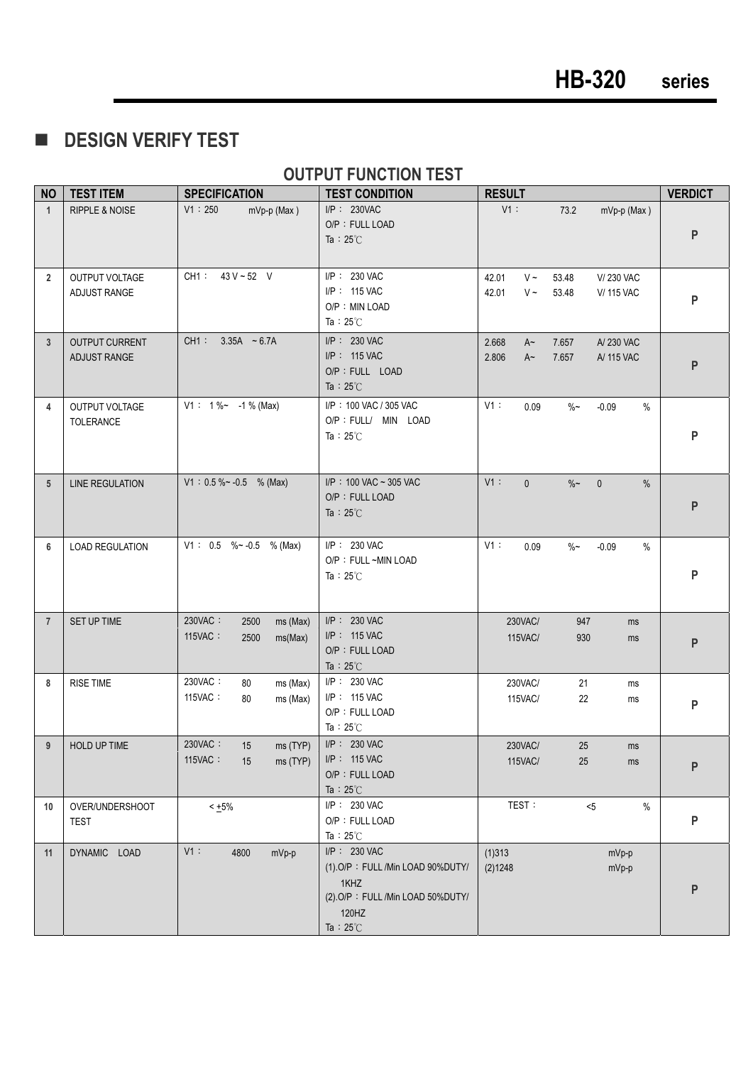## DESIGN VERIFY TEST

### OUTPUT FUNCTION TEST

| NO | TEST ITEM | SPECIFICATION | TEST CONDITION | RESULT | VERDICT |
|---|---|---|---|---|---|
| 1 | RIPPLE & NOISE | V1：250 mVp-p (Max) | I/P： 230VAC<br>O/P：FULL LOAD<br>Ta：25℃ | V1： 73.2 mVp-p (Max) | P |
| 2 | OUTPUT VOLTAGE ADJUST RANGE | CH1： 43 V ~ 52 V | I/P： 230 VAC<br>I/P： 115 VAC<br>O/P：MIN LOAD<br>Ta：25℃ | 42.01 V ~ 53.48 V/ 230 VAC<br>42.01 V ~ 53.48 V/ 115 VAC | P |
| 3 | OUTPUT CURRENT ADJUST RANGE | CH1： 3.35A ~ 6.7A | I/P： 230 VAC<br>I/P： 115 VAC<br>O/P：FULL LOAD<br>Ta：25℃ | 2.668 A~ 7.657 A/ 230 VAC<br>2.806 A~ 7.657 A/ 115 VAC | P |
| 4 | OUTPUT VOLTAGE TOLERANCE | V1： 1 %~ -1 % (Max) | I/P：100 VAC / 305 VAC<br>O/P：FULL/ MIN LOAD<br>Ta：25℃ | V1： 0.09 %~ -0.09 % | P |
| 5 | LINE REGULATION | V1：0.5 %~ -0.5 % (Max) | I/P：100 VAC ~ 305 VAC<br>O/P：FULL LOAD<br>Ta：25℃ | V1： 0 %~ 0 % | P |
| 6 | LOAD REGULATION | V1： 0.5 %~ -0.5 % (Max) | I/P： 230 VAC<br>O/P：FULL ~MIN LOAD<br>Ta：25℃ | V1： 0.09 %~ -0.09 % | P |
| 7 | SET UP TIME | 230VAC： 2500 ms (Max)<br>115VAC： 2500 ms(Max) | I/P： 230 VAC<br>I/P： 115 VAC<br>O/P：FULL LOAD<br>Ta：25℃ | 230VAC/ 947 ms<br>115VAC/ 930 ms | P |
| 8 | RISE TIME | 230VAC： 80 ms (Max)<br>115VAC： 80 ms (Max) | I/P： 230 VAC<br>I/P： 115 VAC<br>O/P：FULL LOAD<br>Ta：25℃ | 230VAC/ 21 ms<br>115VAC/ 22 ms | P |
| 9 | HOLD UP TIME | 230VAC： 15 ms (TYP)<br>115VAC： 15 ms (TYP) | I/P： 230 VAC<br>I/P： 115 VAC<br>O/P：FULL LOAD<br>Ta：25℃ | 230VAC/ 25 ms<br>115VAC/ 25 ms | P |
| 10 | OVER/UNDERSHOOT TEST | < ±5% | I/P： 230 VAC<br>O/P：FULL LOAD<br>Ta：25℃ | TEST： <5 % | P |
| 11 | DYNAMIC LOAD | V1： 4800 mVp-p | I/P： 230 VAC<br>(1).O/P：FULL /Min LOAD 90%DUTY/ 1KHZ<br>(2).O/P：FULL /Min LOAD 50%DUTY/ 120HZ<br>Ta：25℃ | (1)313 mVp-p<br>(2)1248 mVp-p | P |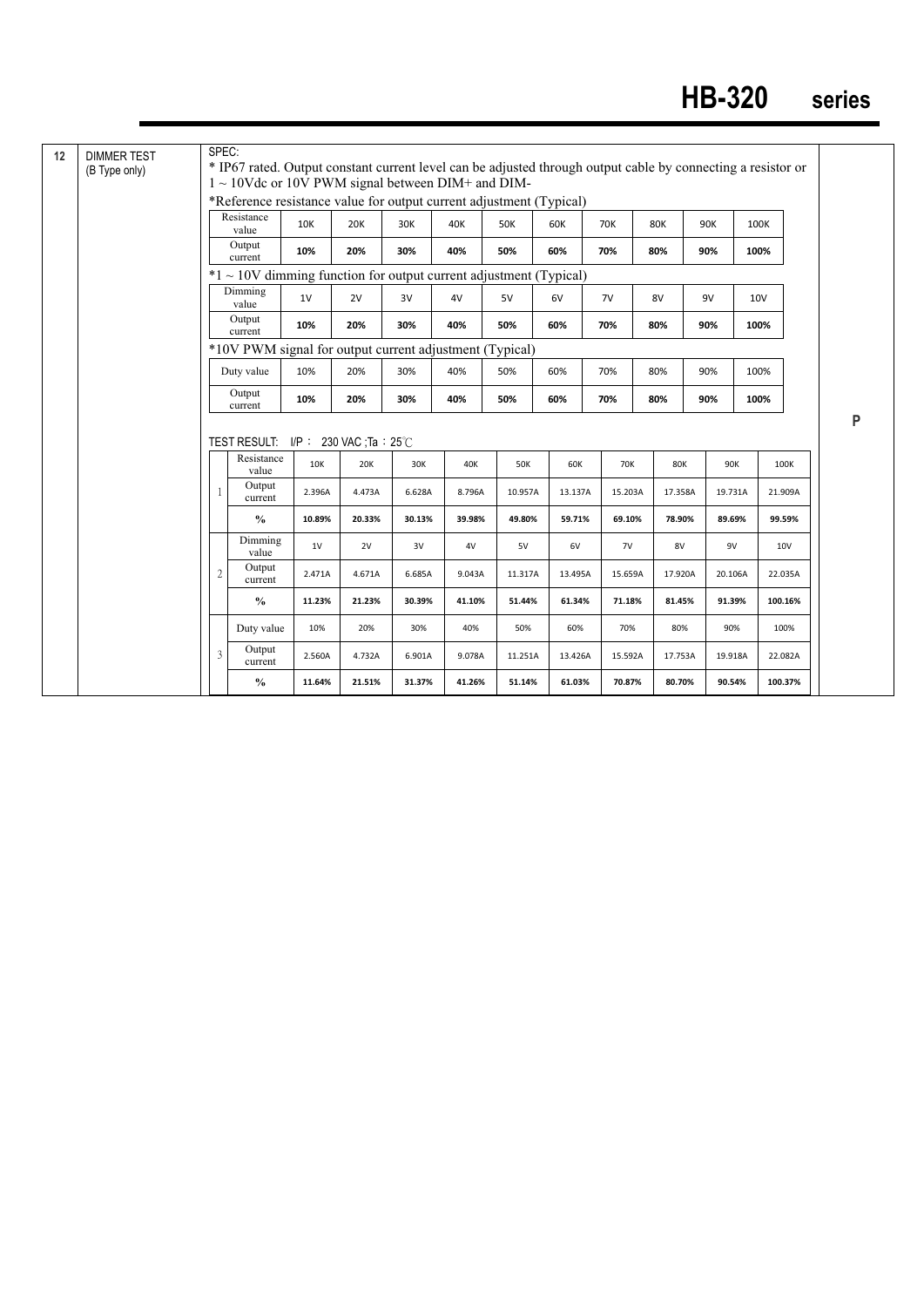| 12 | DIMMER TEST (B Type only) | | P |
|---|---|---|---|

SPEC:

* IP67 rated. Output constant current level can be adjusted through output cable by connecting a resistor or 1 ~ 10Vdc or 10V PWM signal between DIM+ and DIM-

*Reference resistance value for output current adjustment (Typical)

| Resistance value | 10K | 20K | 30K | 40K | 50K | 60K | 70K | 80K | 90K | 100K |
|---|---|---|---|---|---|---|---|---|---|---|
| Output current | **10%** | **20%** | **30%** | **40%** | **50%** | **60%** | **70%** | **80%** | **90%** | **100%** |

*1 ~ 10V dimming function for output current adjustment (Typical)

| Dimming value | 1V | 2V | 3V | 4V | 5V | 6V | 7V | 8V | 9V | 10V |
|---|---|---|---|---|---|---|---|---|---|---|
| Output current | **10%** | **20%** | **30%** | **40%** | **50%** | **60%** | **70%** | **80%** | **90%** | **100%** |

*10V PWM signal for output current adjustment (Typical)

| Duty value | 10% | 20% | 30% | 40% | 50% | 60% | 70% | 80% | 90% | 100% |
|---|---|---|---|---|---|---|---|---|---|---|
| Output current | **10%** | **20%** | **30%** | **40%** | **50%** | **60%** | **70%** | **80%** | **90%** | **100%** |

TEST RESULT: I/P : 230 VAC ;Ta : 25℃

| | | | | | | | | | | | |
|---|---|---|---|---|---|---|---|---|---|---|---|
| 1 | Resistance value | 10K | 20K | 30K | 40K | 50K | 60K | 70K | 80K | 90K | 100K |
| | Output current | 2.396A | 4.473A | 6.628A | 8.796A | 10.957A | 13.137A | 15.203A | 17.358A | 19.731A | 21.909A |
| | **%** | **10.89%** | **20.33%** | **30.13%** | **39.98%** | **49.80%** | **59.71%** | **69.10%** | **78.90%** | **89.69%** | **99.59%** |
| 2 | Dimming value | 1V | 2V | 3V | 4V | 5V | 6V | 7V | 8V | 9V | 10V |
| | Output current | 2.471A | 4.671A | 6.685A | 9.043A | 11.317A | 13.495A | 15.659A | 17.920A | 20.106A | 22.035A |
| | **%** | **11.23%** | **21.23%** | **30.39%** | **41.10%** | **51.44%** | **61.34%** | **71.18%** | **81.45%** | **91.39%** | **100.16%** |
| 3 | Duty value | 10% | 20% | 30% | 40% | 50% | 60% | 70% | 80% | 90% | 100% |
| | Output current | 2.560A | 4.732A | 6.901A | 9.078A | 11.251A | 13.426A | 15.592A | 17.753A | 19.918A | 22.082A |
| | **%** | **11.64%** | **21.51%** | **31.37%** | **41.26%** | **51.14%** | **61.03%** | **70.87%** | **80.70%** | **90.54%** | **100.37%** |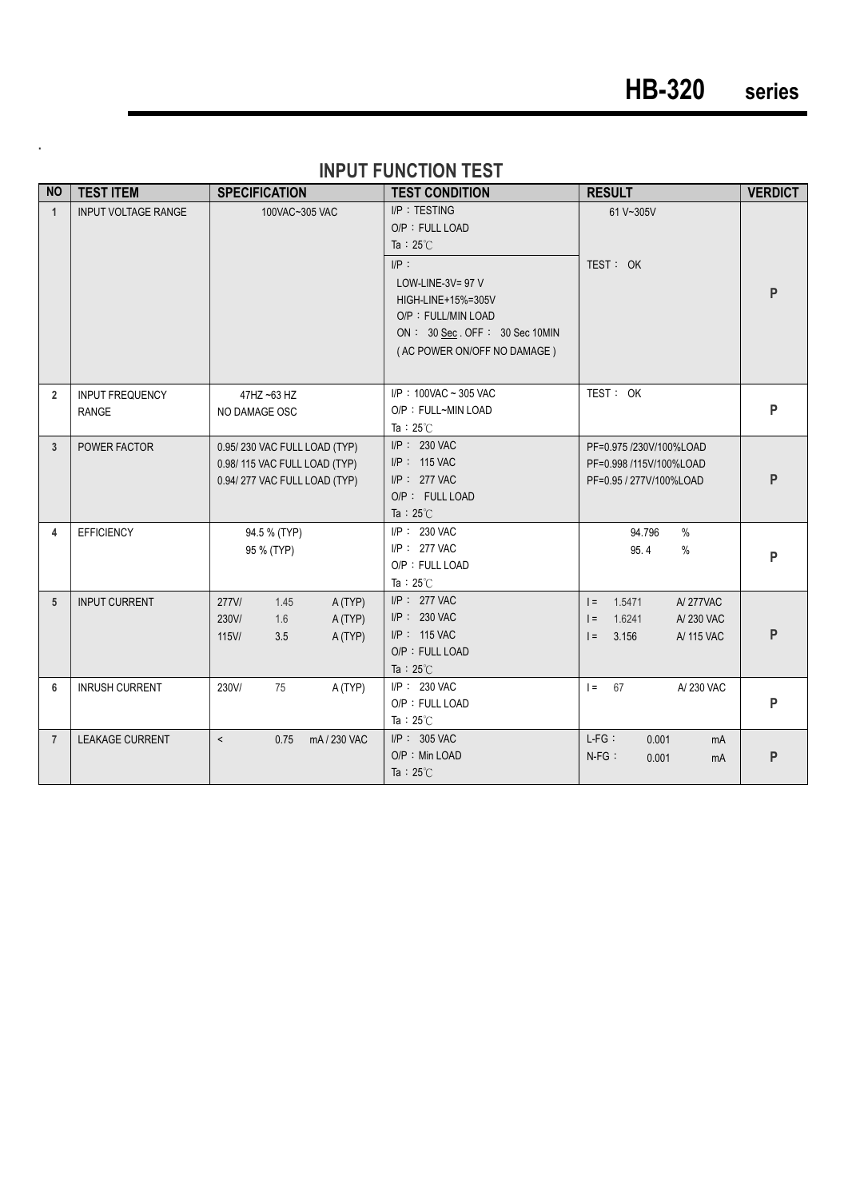## INPUT FUNCTION TEST

| NO | TEST ITEM | SPECIFICATION | TEST CONDITION | RESULT | VERDICT |
|---|---|---|---|---|---|
| 1 | INPUT VOLTAGE RANGE | 100VAC~305 VAC | I/P：TESTING<br>O/P：FULL LOAD<br>Ta：25℃<br>I/P：<br>LOW-LINE-3V= 97 V<br>HIGH-LINE+15%=305V<br>O/P：FULL/MIN LOAD<br>ON： 30 Sec . OFF： 30 Sec 10MIN<br>( AC POWER ON/OFF NO DAMAGE ) | 61 V~305V<br>TEST： OK | P |
| 2 | INPUT FREQUENCY RANGE | 47HZ ~63 HZ<br>NO DAMAGE OSC | I/P：100VAC ~ 305 VAC<br>O/P：FULL~MIN LOAD<br>Ta：25℃ | TEST： OK | P |
| 3 | POWER FACTOR | 0.95/ 230 VAC FULL LOAD (TYP)<br>0.98/ 115 VAC FULL LOAD (TYP)<br>0.94/ 277 VAC FULL LOAD (TYP) | I/P： 230 VAC<br>I/P： 115 VAC<br>I/P： 277 VAC<br>O/P： FULL LOAD<br>Ta：25℃ | PF=0.975 /230V/100%LOAD<br>PF=0.998 /115V/100%LOAD<br>PF=0.95 / 277V/100%LOAD | P |
| 4 | EFFICIENCY | 94.5 % (TYP)<br>95 % (TYP) | I/P： 230 VAC<br>I/P： 277 VAC<br>O/P：FULL LOAD<br>Ta：25℃ | 94.796 %<br>95. 4 % | P |
| 5 | INPUT CURRENT | 277V/ 1.45 A (TYP)<br>230V/ 1.6 A (TYP)<br>115V/ 3.5 A (TYP) | I/P： 277 VAC<br>I/P： 230 VAC<br>I/P： 115 VAC<br>O/P：FULL LOAD<br>Ta：25℃ | I = 1.5471 A/ 277VAC<br>I = 1.6241 A/ 230 VAC<br>I = 3.156 A/ 115 VAC | P |
| 6 | INRUSH CURRENT | 230V/ 75 A (TYP) | I/P： 230 VAC<br>O/P：FULL LOAD<br>Ta：25℃ | I = 67 A/ 230 VAC | P |
| 7 | LEAKAGE CURRENT | < 0.75 mA / 230 VAC | I/P： 305 VAC<br>O/P：Min LOAD<br>Ta：25℃ | L-FG： 0.001 mA<br>N-FG： 0.001 mA | P |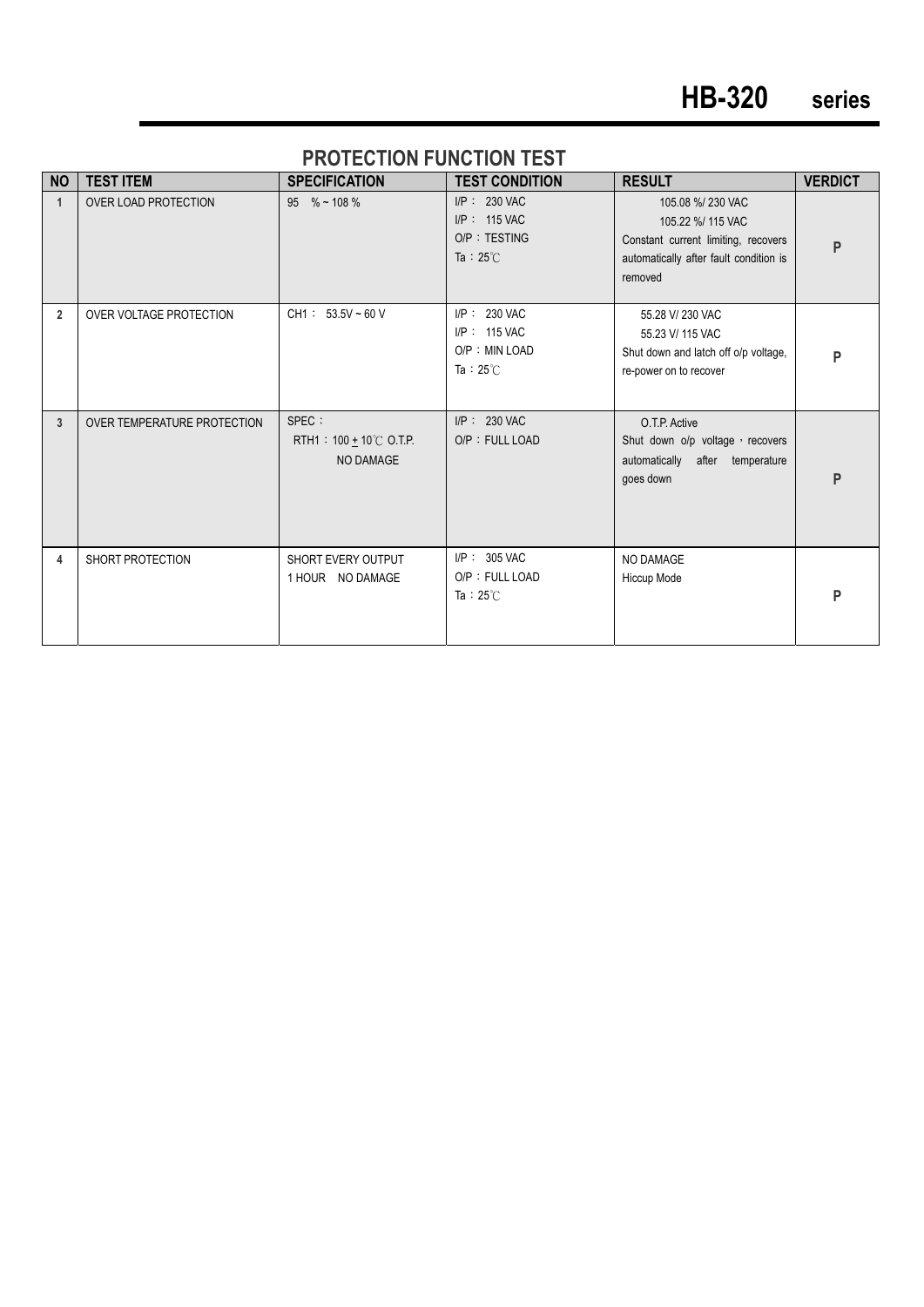# HB-320 series

## PROTECTION FUNCTION TEST

| NO | TEST ITEM | SPECIFICATION | TEST CONDITION | RESULT | VERDICT |
|---|---|---|---|---|---|
| 1 | OVER LOAD PROTECTION | 95 % ~ 108 % | I/P： 230 VAC<br>I/P： 115 VAC<br>O/P：TESTING<br>Ta：25℃ | 105.08 %/ 230 VAC<br>105.22 %/ 115 VAC<br>Constant current limiting, recovers automatically after fault condition is removed | P |
| 2 | OVER VOLTAGE PROTECTION | CH1： 53.5V ~ 60 V | I/P： 230 VAC<br>I/P： 115 VAC<br>O/P：MIN LOAD<br>Ta：25℃ | 55.28 V/ 230 VAC<br>55.23 V/ 115 VAC<br>Shut down and latch off o/p voltage, re-power on to recover | P |
| 3 | OVER TEMPERATURE PROTECTION | SPEC：<br>RTH1：100 ± 10℃ O.T.P.<br>NO DAMAGE | I/P： 230 VAC<br>O/P：FULL LOAD | O.T.P. Active<br>Shut down o/p voltage，recovers automatically after temperature goes down | P |
| 4 | SHORT PROTECTION | SHORT EVERY OUTPUT<br>1 HOUR NO DAMAGE | I/P： 305 VAC<br>O/P：FULL LOAD<br>Ta：25℃ | NO DAMAGE<br>Hiccup Mode | P |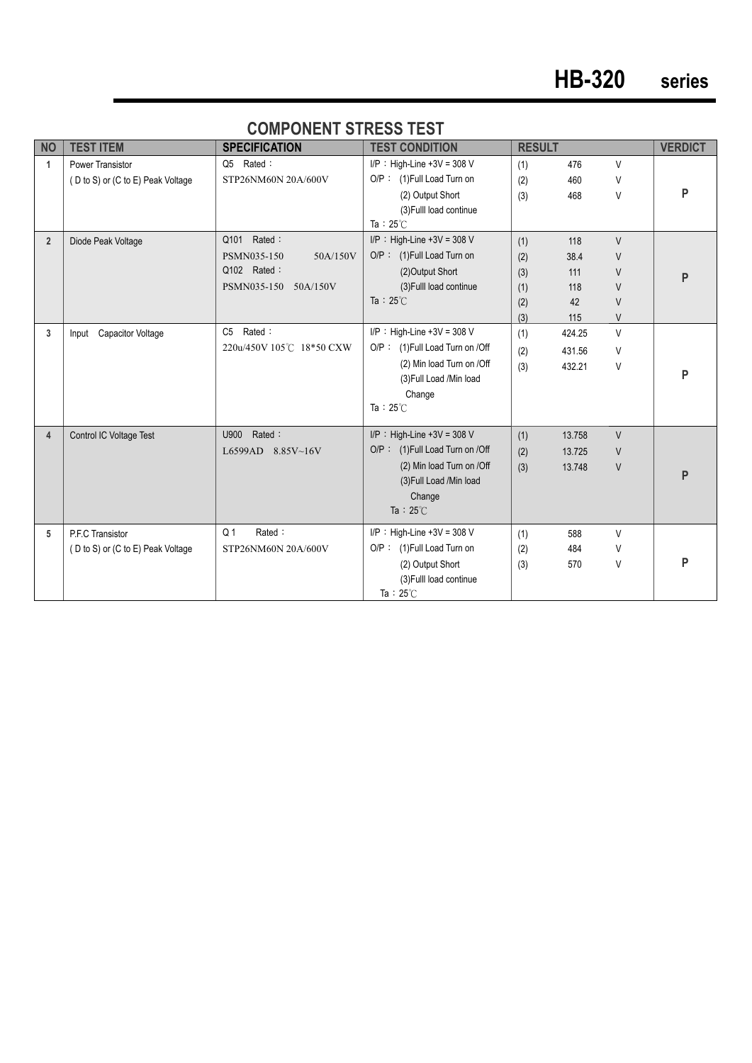# HB-320 series

## COMPONENT STRESS TEST

| NO | TEST ITEM | SPECIFICATION | TEST CONDITION | RESULT | VERDICT |
|---|---|---|---|---|---|
| 1 | Power Transistor<br>( D to S) or (C to E) Peak Voltage | Q5 Rated：<br>STP26NM60N 20A/600V | I/P：High-Line +3V = 308 V<br>O/P： (1)Full Load Turn on<br>(2) Output Short<br>(3)Fulll load continue<br>Ta：25℃ | (1) 476 V<br>(2) 460 V<br>(3) 468 V | P |
| 2 | Diode Peak Voltage | Q101 Rated：<br>PSMN035-150 50A/150V<br>Q102 Rated：<br>PSMN035-150 50A/150V | I/P：High-Line +3V = 308 V<br>O/P： (1)Full Load Turn on<br>(2)Output Short<br>(3)Fulll load continue<br>Ta：25℃ | (1) 118 V<br>(2) 38.4 V<br>(3) 111 V<br>(1) 118 V<br>(2) 42 V<br>(3) 115 V | P |
| 3 | Input Capacitor Voltage | C5 Rated：<br>220u/450V 105℃ 18*50 CXW | I/P：High-Line +3V = 308 V<br>O/P： (1)Full Load Turn on /Off<br>(2) Min load Turn on /Off<br>(3)Full Load /Min load Change<br>Ta：25℃ | (1) 424.25 V<br>(2) 431.56 V<br>(3) 432.21 V | P |
| 4 | Control IC Voltage Test | U900 Rated：<br>L6599AD 8.85V~16V | I/P：High-Line +3V = 308 V<br>O/P： (1)Full Load Turn on /Off<br>(2) Min load Turn on /Off<br>(3)Full Load /Min load Change<br>Ta：25℃ | (1) 13.758 V<br>(2) 13.725 V<br>(3) 13.748 V | P |
| 5 | P.F.C Transistor<br>( D to S) or (C to E) Peak Voltage | Q 1 Rated：<br>STP26NM60N 20A/600V | I/P：High-Line +3V = 308 V<br>O/P： (1)Full Load Turn on<br>(2) Output Short<br>(3)Fulll load continue<br>Ta：25℃ | (1) 588 V<br>(2) 484 V<br>(3) 570 V | P |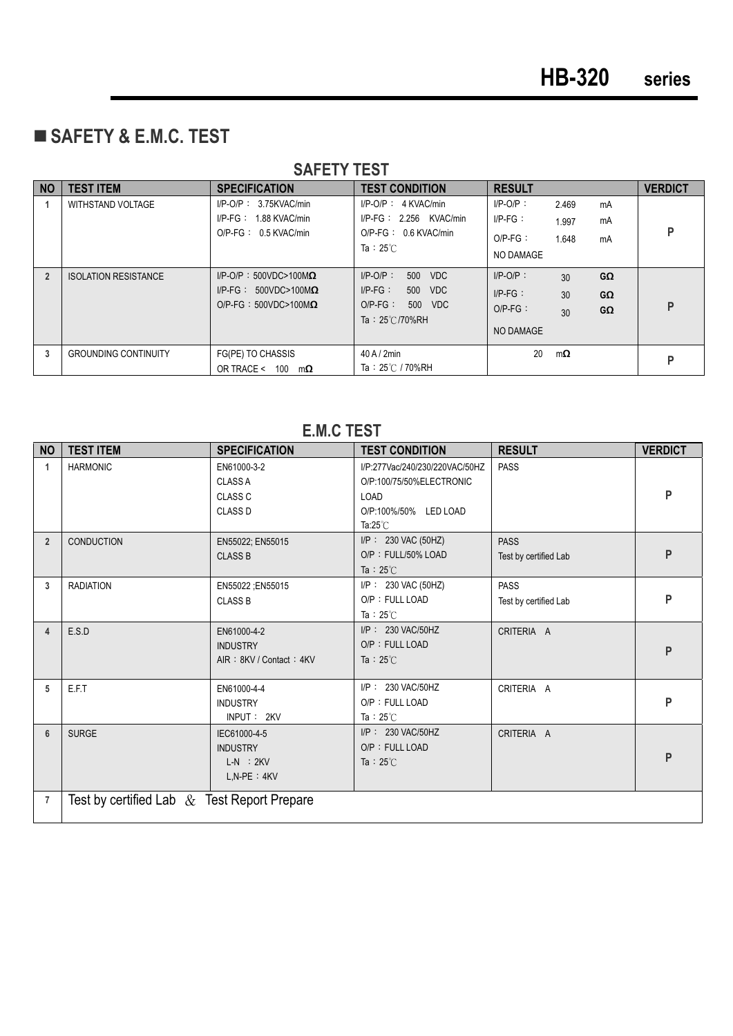## ■ SAFETY & E.M.C. TEST

### SAFETY TEST

| NO | TEST ITEM | SPECIFICATION | TEST CONDITION | RESULT | VERDICT |
|---|---|---|---|---|---|
| 1 | WITHSTAND VOLTAGE | I/P-O/P： 3.75KVAC/min<br>I/P-FG： 1.88 KVAC/min<br>O/P-FG： 0.5 KVAC/min | I/P-O/P： 4 KVAC/min<br>I/P-FG： 2.256 KVAC/min<br>O/P-FG： 0.6 KVAC/min<br>Ta：25℃ | I/P-O/P： 2.469 mA<br>I/P-FG： 1.997 mA<br>O/P-FG： 1.648 mA<br>NO DAMAGE | P |
| 2 | ISOLATION RESISTANCE | I/P-O/P：500VDC>100MΩ<br>I/P-FG： 500VDC>100MΩ<br>O/P-FG：500VDC>100MΩ | I/P-O/P： 500 VDC<br>I/P-FG： 500 VDC<br>O/P-FG： 500 VDC<br>Ta：25℃/70%RH | I/P-O/P： 30 GΩ<br>I/P-FG： 30 GΩ<br>O/P-FG： 30 GΩ<br>NO DAMAGE | P |
| 3 | GROUNDING CONTINUITY | FG(PE) TO CHASSIS<br>OR TRACE < 100 mΩ | 40 A / 2min<br>Ta：25℃ / 70%RH | 20 mΩ | P |

### E.M.C TEST

| NO | TEST ITEM | SPECIFICATION | TEST CONDITION | RESULT | VERDICT |
|---|---|---|---|---|---|
| 1 | HARMONIC | EN61000-3-2<br>CLASS A<br>CLASS C<br>CLASS D | I/P:277Vac/240/230/220VAC/50HZ<br>O/P:100/75/50%ELECTRONIC LOAD<br>O/P:100%/50% LED LOAD<br>Ta:25℃ | PASS | P |
| 2 | CONDUCTION | EN55022; EN55015<br>CLASS B | I/P： 230 VAC (50HZ)<br>O/P：FULL/50% LOAD<br>Ta：25℃ | PASS<br>Test by certified Lab | P |
| 3 | RADIATION | EN55022 ;EN55015<br>CLASS B | I/P： 230 VAC (50HZ)<br>O/P：FULL LOAD<br>Ta：25℃ | PASS<br>Test by certified Lab | P |
| 4 | E.S.D | EN61000-4-2<br>INDUSTRY<br>AIR：8KV / Contact：4KV | I/P： 230 VAC/50HZ<br>O/P：FULL LOAD<br>Ta：25℃ | CRITERIA A | P |
| 5 | E.F.T | EN61000-4-4<br>INDUSTRY<br>INPUT： 2KV | I/P： 230 VAC/50HZ<br>O/P：FULL LOAD<br>Ta：25℃ | CRITERIA A | P |
| 6 | SURGE | IEC61000-4-5<br>INDUSTRY<br>L-N ：2KV<br>L,N-PE：4KV | I/P： 230 VAC/50HZ<br>O/P：FULL LOAD<br>Ta：25℃ | CRITERIA A | P |
| 7 | Test by certified Lab & Test Report Prepare | | | | |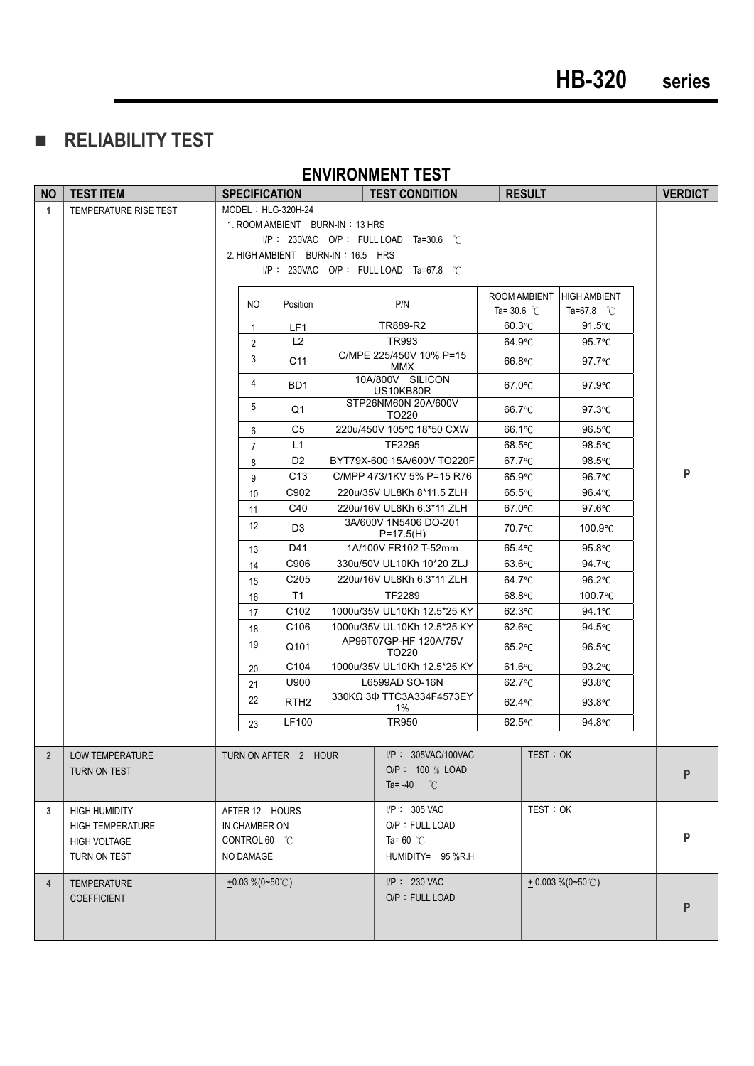## RELIABILITY TEST

### ENVIRONMENT TEST

| NO | TEST ITEM | SPECIFICATION | TEST CONDITION | RESULT | VERDICT |
|---|---|---|---|---|---|
| 1 | TEMPERATURE RISE TEST | MODEL：HLG-320H-24<br>1. ROOM AMBIENT BURN-IN：13 HRS<br>I/P： 230VAC O/P： FULL LOAD Ta=30.6 ℃<br>2. HIGH AMBIENT BURN-IN：16.5 HRS<br>I/P： 230VAC O/P： FULL LOAD Ta=67.8 ℃ | | | P |

| NO | Position | P/N | ROOM AMBIENT Ta= 30.6 ℃ | HIGH AMBIENT Ta=67.8 ℃ |
|---|---|---|---|---|
| 1 | LF1 | TR889-R2 | 60.3℃ | 91.5℃ |
| 2 | L2 | TR993 | 64.9℃ | 95.7℃ |
| 3 | C11 | C/MPE 225/450V 10% P=15 MMX | 66.8℃ | 97.7℃ |
| 4 | BD1 | 10A/800V SILICON US10KB80R | 67.0℃ | 97.9℃ |
| 5 | Q1 | STP26NM60N 20A/600V TO220 | 66.7℃ | 97.3℃ |
| 6 | C5 | 220u/450V 105℃ 18*50 CXW | 66.1℃ | 96.5℃ |
| 7 | L1 | TF2295 | 68.5℃ | 98.5℃ |
| 8 | D2 | BYT79X-600 15A/600V TO220F | 67.7℃ | 98.5℃ |
| 9 | C13 | C/MPP 473/1KV 5% P=15 R76 | 65.9℃ | 96.7℃ |
| 10 | C902 | 220u/35V UL8Kh 8*11.5 ZLH | 65.5℃ | 96.4℃ |
| 11 | C40 | 220u/16V UL8Kh 6.3*11 ZLH | 67.0℃ | 97.6℃ |
| 12 | D3 | 3A/600V 1N5406 DO-201 P=17.5(H) | 70.7℃ | 100.9℃ |
| 13 | D41 | 1A/100V FR102 T-52mm | 65.4℃ | 95.8℃ |
| 14 | C906 | 330u/50V UL10Kh 10*20 ZLJ | 63.6℃ | 94.7℃ |
| 15 | C205 | 220u/16V UL8Kh 6.3*11 ZLH | 64.7℃ | 96.2℃ |
| 16 | T1 | TF2289 | 68.8℃ | 100.7℃ |
| 17 | C102 | 1000u/35V UL10Kh 12.5*25 KY | 62.3℃ | 94.1℃ |
| 18 | C106 | 1000u/35V UL10Kh 12.5*25 KY | 62.6℃ | 94.5℃ |
| 19 | Q101 | AP96T07GP-HF 120A/75V TO220 | 65.2℃ | 96.5℃ |
| 20 | C104 | 1000u/35V UL10Kh 12.5*25 KY | 61.6℃ | 93.2℃ |
| 21 | U900 | L6599AD SO-16N | 62.7℃ | 93.8℃ |
| 22 | RTH2 | 330KΩ 3Φ TTC3A334F4573EY 1% | 62.4℃ | 93.8℃ |
| 23 | LF100 | TR950 | 62.5℃ | 94.8℃ |

| NO | TEST ITEM | SPECIFICATION | TEST CONDITION | RESULT | VERDICT |
|---|---|---|---|---|---|
| 2 | LOW TEMPERATURE TURN ON TEST | TURN ON AFTER 2 HOUR | I/P： 305VAC/100VAC<br>O/P： 100 % LOAD<br>Ta= -40 ℃ | TEST：OK | P |
| 3 | HIGH HUMIDITY HIGH TEMPERATURE HIGH VOLTAGE TURN ON TEST | AFTER 12 HOURS IN CHAMBER ON CONTROL 60 ℃ NO DAMAGE | I/P： 305 VAC<br>O/P：FULL LOAD<br>Ta= 60 ℃<br>HUMIDITY= 95 %R.H | TEST：OK | P |
| 4 | TEMPERATURE COEFFICIENT | ±0.03 %(0~50℃) | I/P： 230 VAC<br>O/P：FULL LOAD | ± 0.003 %(0~50℃) | P |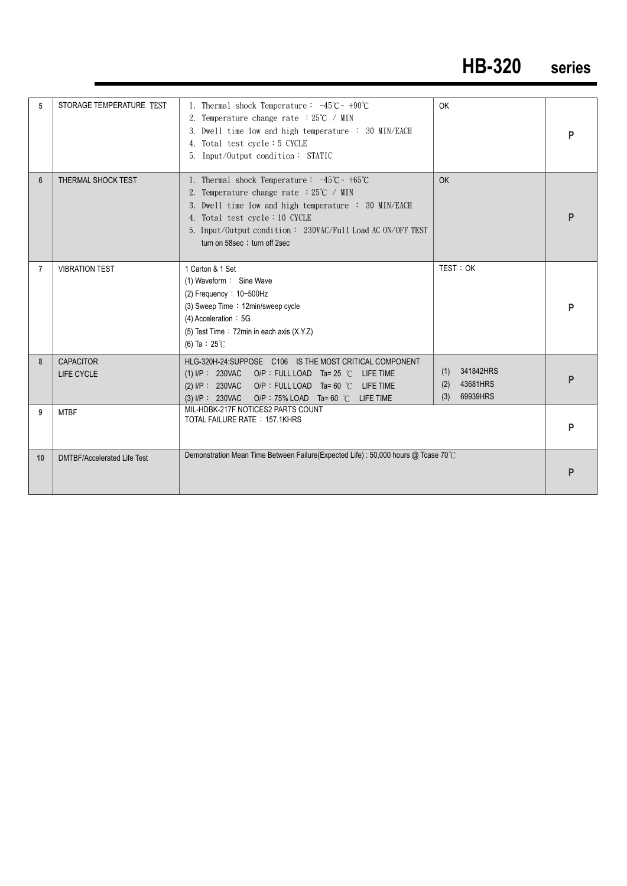| | | | | |
|---|---|---|---|---|
| 5 | STORAGE TEMPERATURE TEST | 1. Thermal shock Temperature： -45℃~ +90℃<br>2. Temperature change rate ：25℃ / MIN<br>3. Dwell time low and high temperature ： 30 MIN/EACH<br>4. Total test cycle：5 CYCLE<br>5. Input/Output condition： STATIC | OK | P |
| 6 | THERMAL SHOCK TEST | 1. Thermal shock Temperature： -45℃~ +65℃<br>2. Temperature change rate ：25℃ / MIN<br>3. Dwell time low and high temperature ： 30 MIN/EACH<br>4. Total test cycle：10 CYCLE<br>5. Input/Output condition： 230VAC/Full Load AC ON/OFF TEST turn on 58sec；turn off 2sec | OK | P |
| 7 | VIBRATION TEST | 1 Carton & 1 Set<br>(1) Waveform： Sine Wave<br>(2) Frequency：10~500Hz<br>(3) Sweep Time：12min/sweep cycle<br>(4) Acceleration：5G<br>(5) Test Time：72min in each axis (X.Y.Z)<br>(6) Ta：25℃ | TEST：OK | P |
| 8 | CAPACITOR LIFE CYCLE | HLG-320H-24:SUPPOSE C106 IS THE MOST CRITICAL COMPONENT<br>(1) I/P： 230VAC O/P：FULL LOAD Ta= 25 ℃ LIFE TIME<br>(2) I/P： 230VAC O/P：FULL LOAD Ta= 60 ℃ LIFE TIME<br>(3) I/P： 230VAC O/P：75% LOAD Ta= 60 ℃ LIFE TIME | (1) 341842HRS<br>(2) 43681HRS<br>(3) 69939HRS | P |
| 9 | MTBF | MIL-HDBK-217F NOTICES2 PARTS COUNT<br>TOTAL FAILURE RATE：157.1KHRS | | P |
| 10 | DMTBF/Accelerated Life Test | Demonstration Mean Time Between Failure(Expected Life) : 50,000 hours @ Tcase 70℃ | | P |